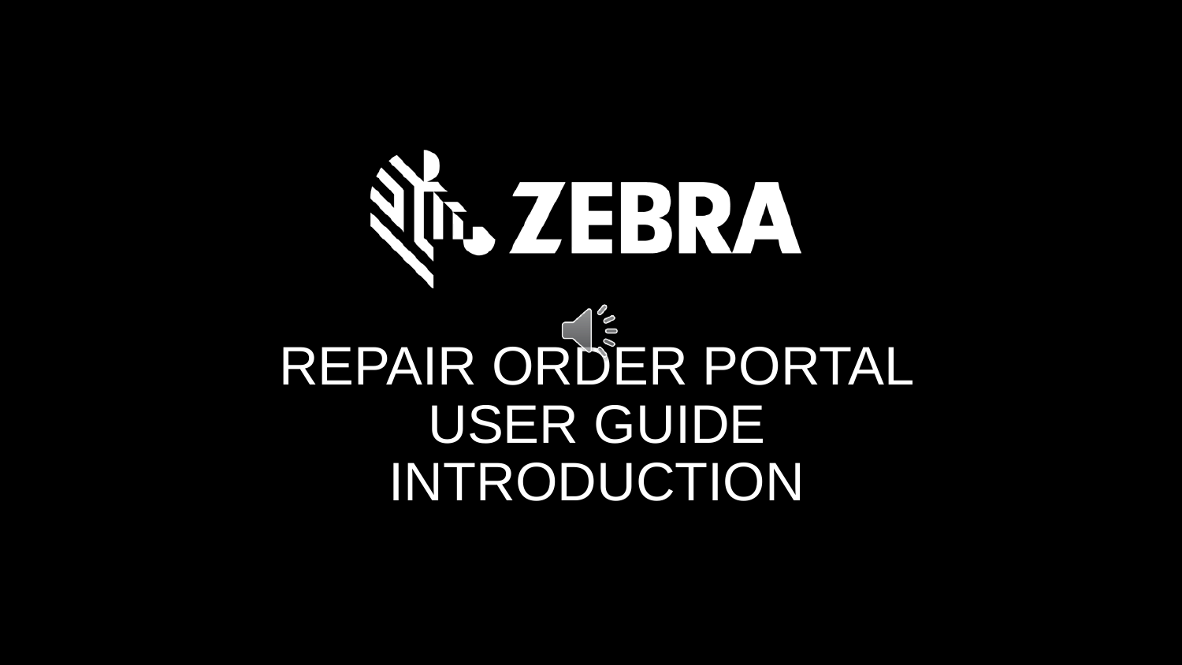# ZEBRA

# REPAIR ORDER PORTAL USER GUIDE INTRODUCTION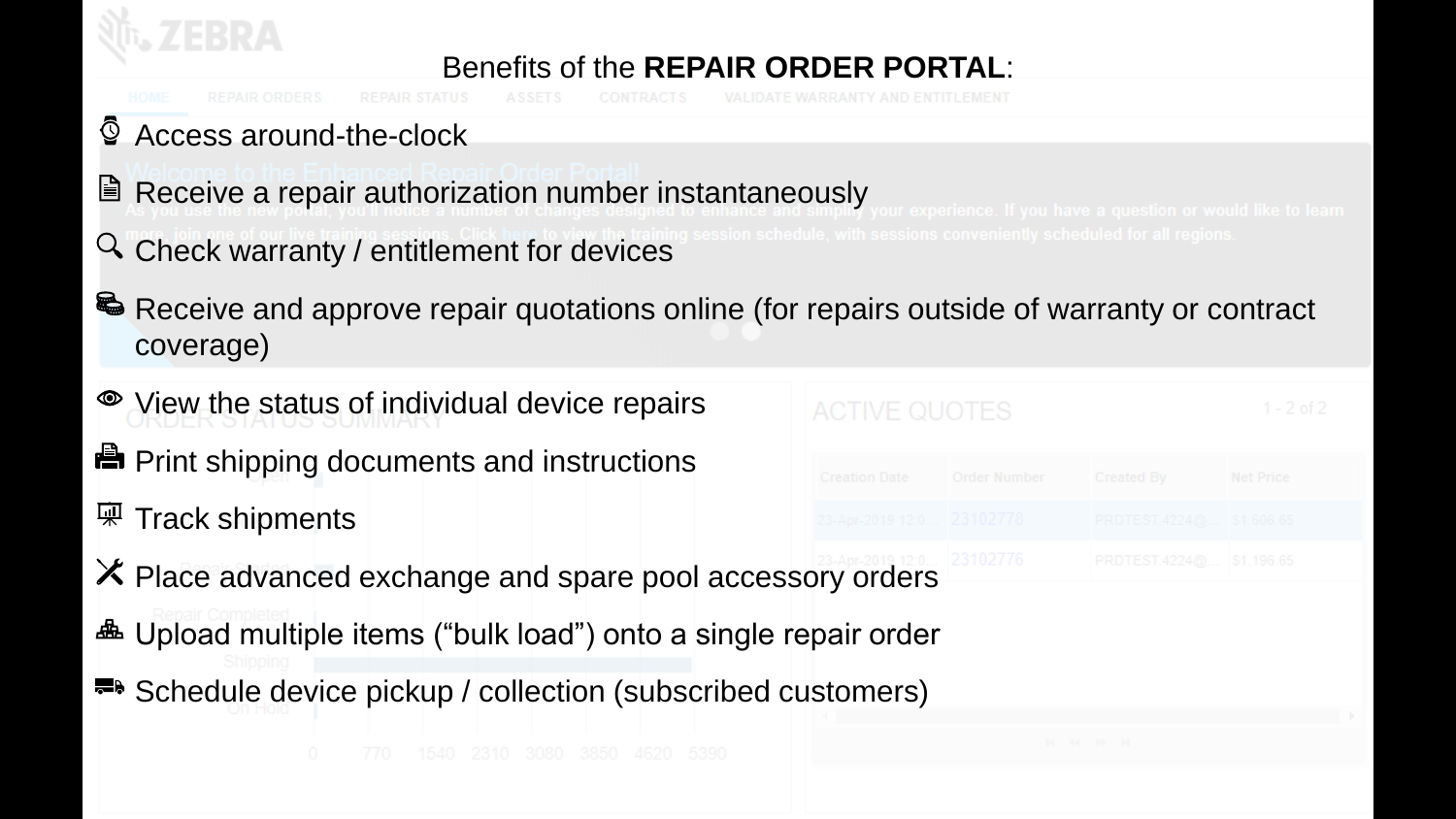Benefits of the **REPAIR ORDER PORTAL**:

- Access around-the-clock
- Receive a repair authorization number instantaneously
- Check warranty / entitlement for devices
- Receive and approve repair quotations online (for repairs outside of warranty or contract coverage)
- View the status of individual device repairs
- Print shipping documents and instructions
- Track shipments
- Place advanced exchange and spare pool accessory orders
- Upload multiple items (“bulk load”) onto a single repair order
- Schedule device pickup / collection (subscribed customers)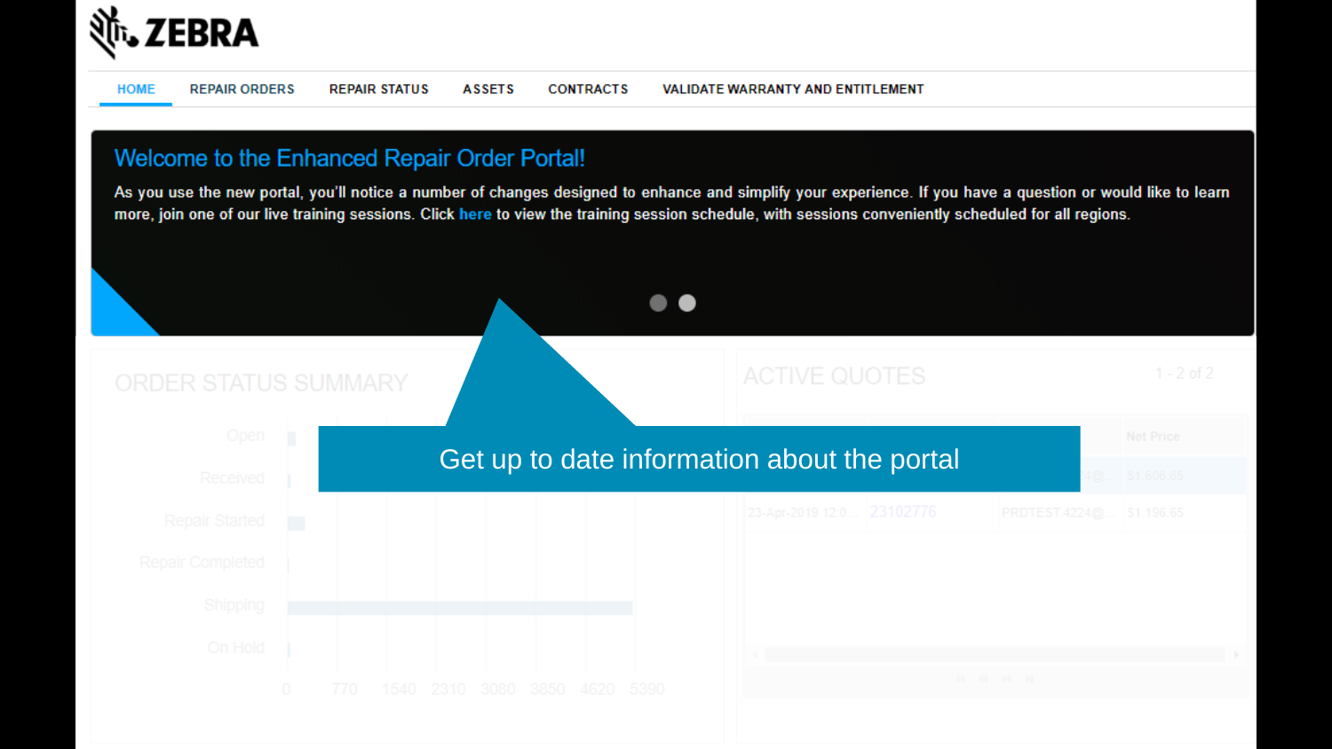ZEBRA

HOME | REPAIR ORDERS | REPAIR STATUS | ASSETS | CONTRACTS | VALIDATE WARRANTY AND ENTITLEMENT

## Welcome to the Enhanced Repair Order Portal!

As you use the new portal, you'll notice a number of changes designed to enhance and simplify your experience. If you have a question or would like to learn more, join one of our live training sessions. Click here to view the training session schedule, with sessions conveniently scheduled for all regions.

Get up to date information about the portal

ORDER STATUS SUMMARY

- Open
- Received
- Repair Started
- Repair Completed
- Shipping
- On Hold

0 770 1540 2310 3080 3850 4620 5390

ACTIVE QUOTES 1 - 2 of 2

| | | | Net Price |
|---|---|---|---|
| | | ...4@... | $1,606.65 |
| 23-Apr-2019 12:0... | 23102776 | PRDTEST.4224@... | $1,196.65 |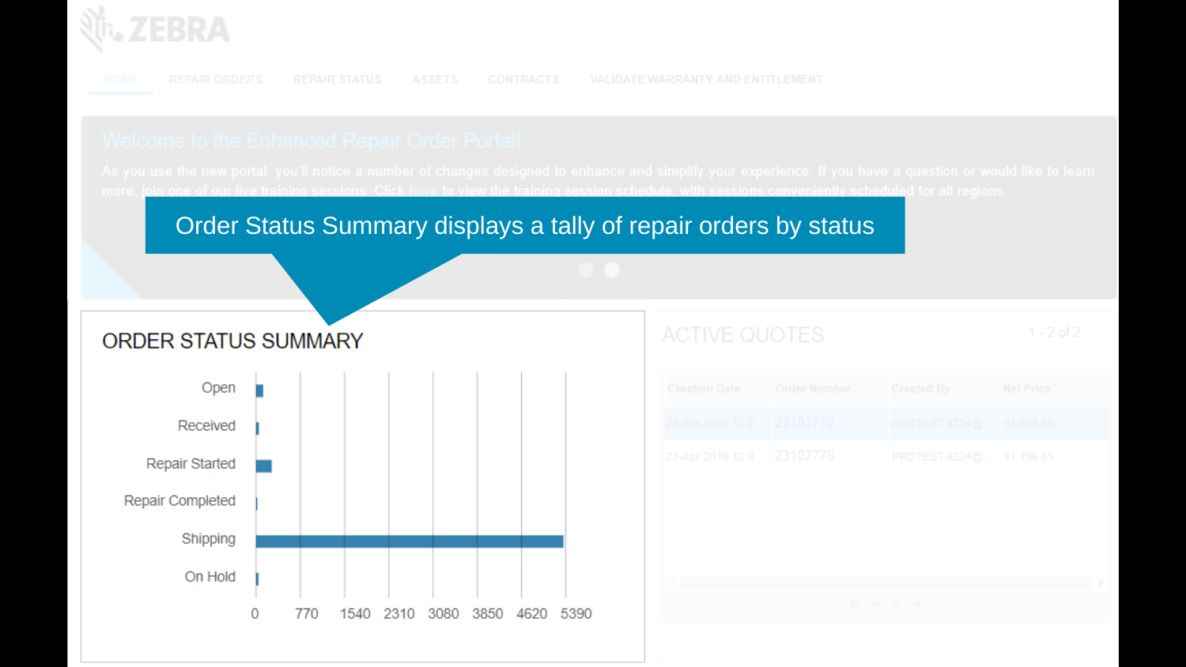ZEBRA

HOME | REPAIR ORDERS | REPAIR STATUS | ASSETS | CONTRACTS | VALIDATE WARRANTY AND ENTITLEMENT

Welcome to the Enhanced Repair Order Portal!

As you use the new portal, you'll notice a number of changes designed to enhance and simplify your experience. If you have a question or would like to learn more, join one of our live training sessions. Click here to view the training session schedule, with sessions conveniently scheduled for all regions.

Order Status Summary displays a tally of repair orders by status

## ORDER STATUS SUMMARY

- Open
- Received
- Repair Started
- Repair Completed
- Shipping
- On Hold

0 | 770 | 1540 | 2310 | 3080 | 3850 | 4620 | 5390

## ACTIVE QUOTES

1 - 2 of 2

| Creation Date | Order Number | Created By | Net Price |
| --- | --- | --- | --- |
| 23-Apr-2019 12:0... | 23102778 | PRDTEST.4224@... | $1,606.65 |
| 23-Apr-2019 12:0... | 23102776 | PRDTEST.4224@... | $1,196.65 |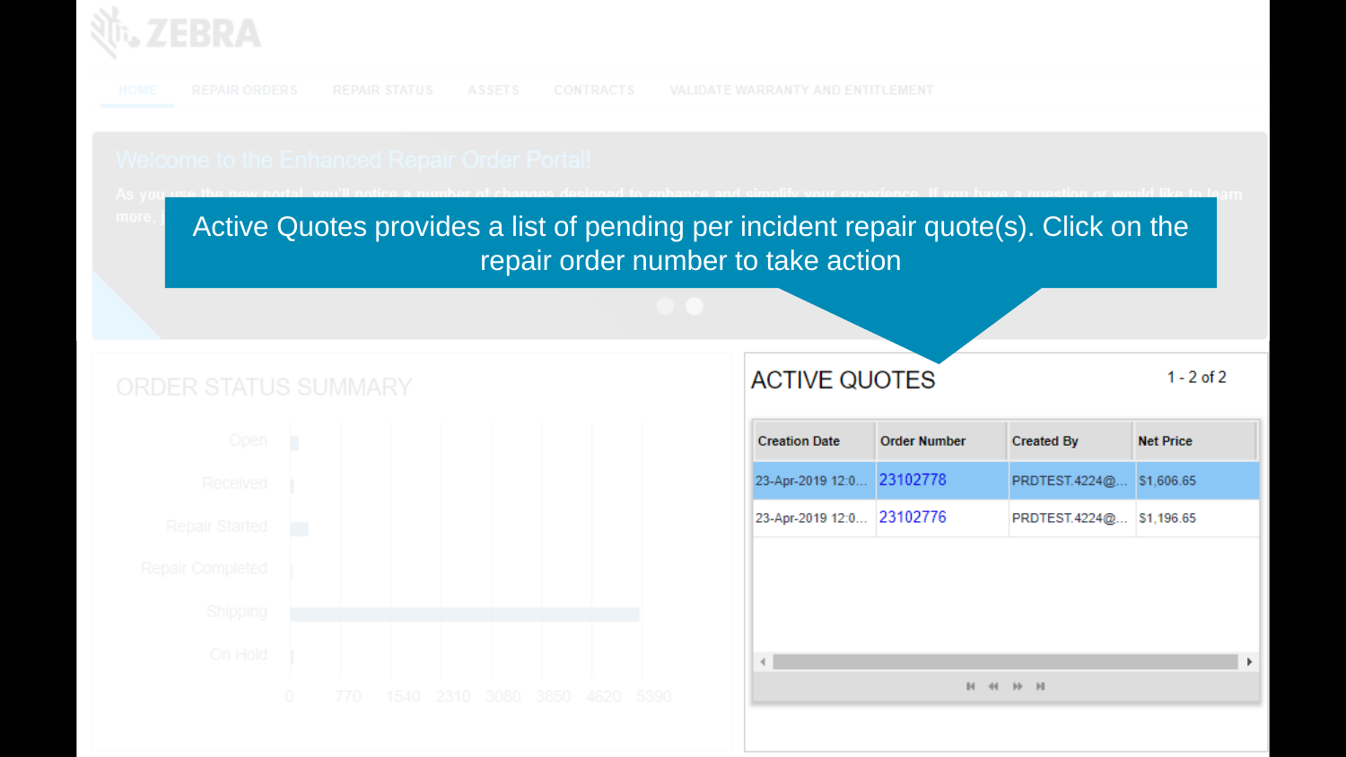Active Quotes provides a list of pending per incident repair quote(s). Click on the repair order number to take action

## ACTIVE QUOTES

1 - 2 of 2

| Creation Date | Order Number | Created By | Net Price |
|---|---|---|---|
| 23-Apr-2019 12:0... | 23102778 | PRDTEST.4224@... | $1,606.65 |
| 23-Apr-2019 12:0... | 23102776 | PRDTEST.4224@... | $1,196.65 |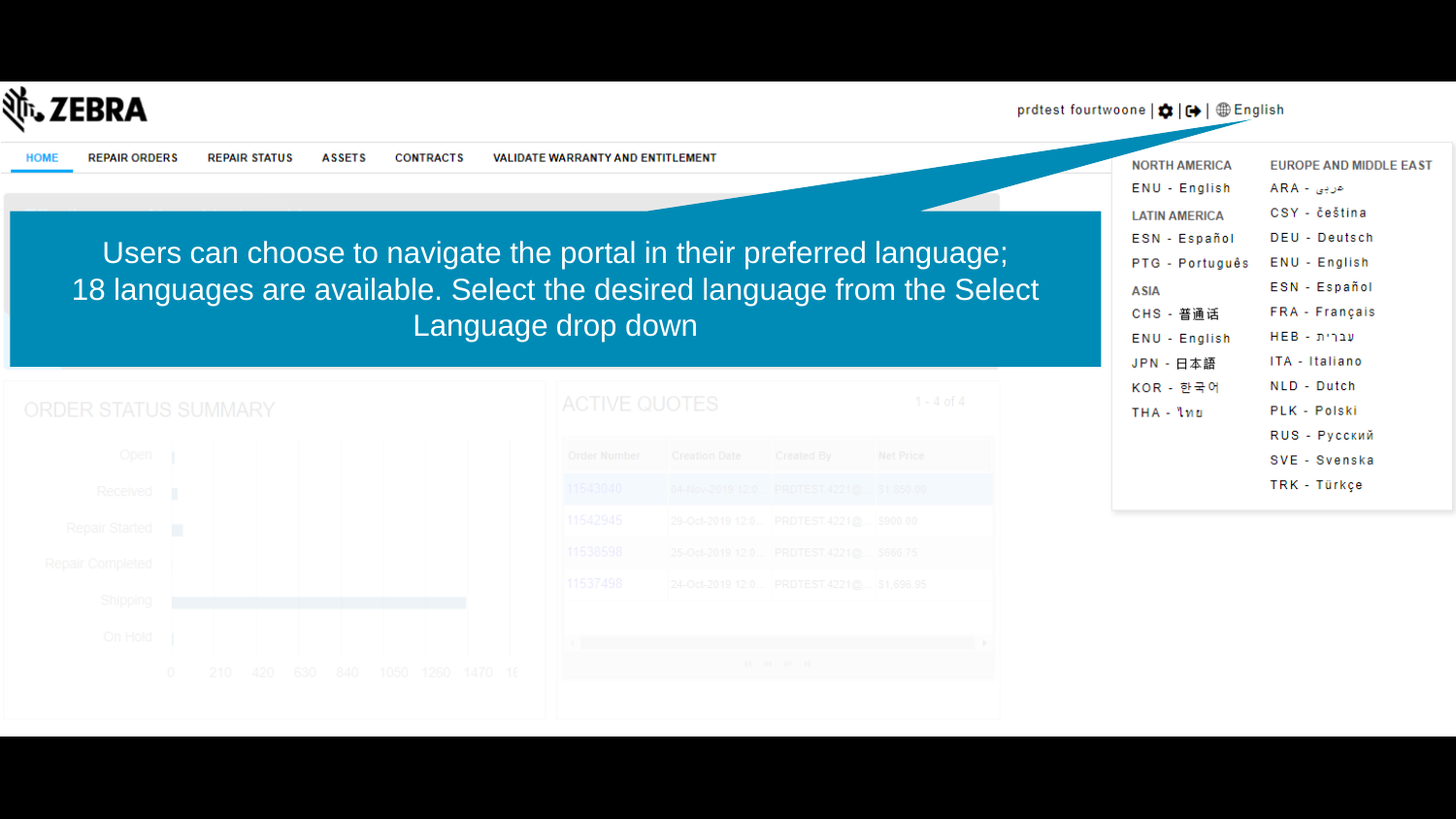ZEBRA

prdtest fourtwoone | ⚙ | ⇥ | 🌐 English

HOME | REPAIR ORDERS | REPAIR STATUS | ASSETS | CONTRACTS | VALIDATE WARRANTY AND ENTITLEMENT

Users can choose to navigate the portal in their preferred language; 18 languages are available. Select the desired language from the Select Language drop down

**NORTH AMERICA**
- ENU - English

**LATIN AMERICA**
- ESN - Español
- PTG - Português

**ASIA**
- CHS - 普通话
- ENU - English
- JPN - 日本語
- KOR - 한국어
- THA - ไทย

**EUROPE AND MIDDLE EAST**
- ARA - عربي
- CSY - čeština
- DEU - Deutsch
- ENU - English
- ESN - Español
- FRA - Français
- HEB - עברית
- ITA - Italiano
- NLD - Dutch
- PLK - Polski
- RUS - Русский
- SVE - Svenska
- TRK - Türkçe

ORDER STATUS SUMMARY

ACTIVE QUOTES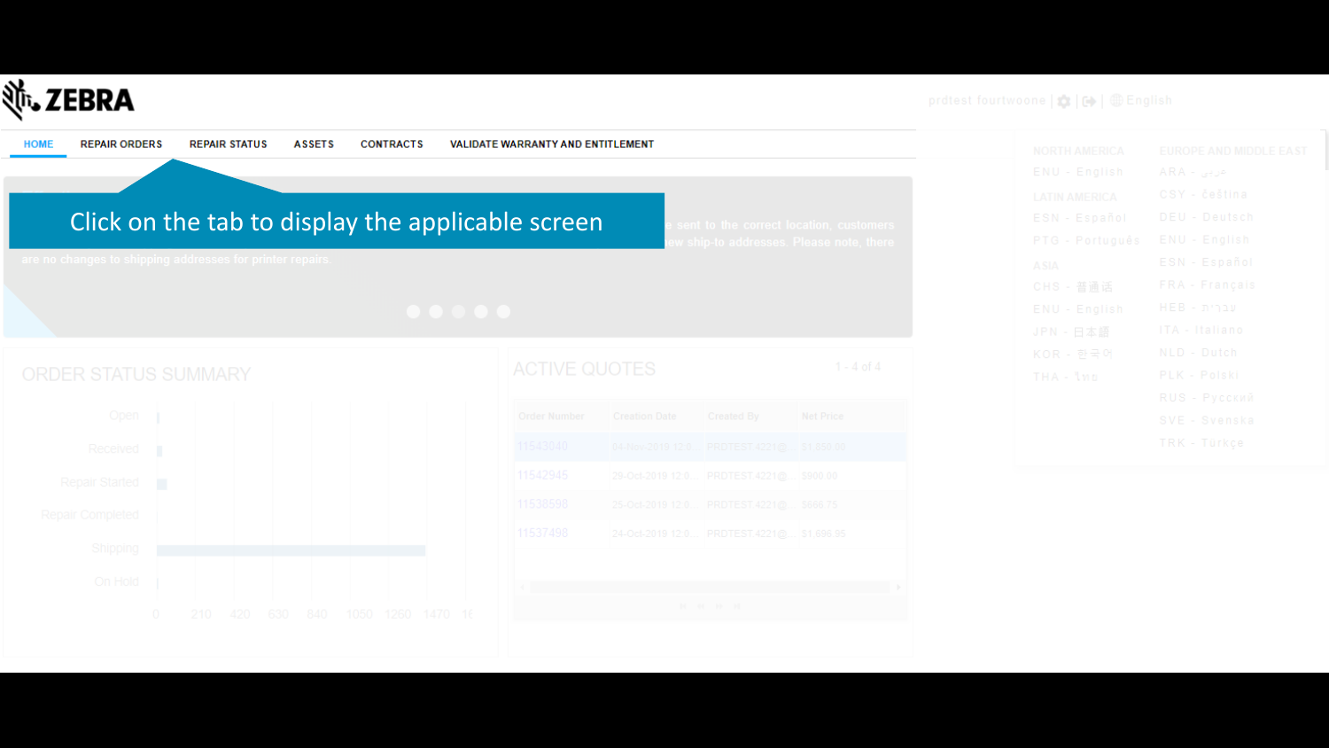ZEBRA

HOME | REPAIR ORDERS | REPAIR STATUS | ASSETS | CONTRACTS | VALIDATE WARRANTY AND ENTITLEMENT

prdtest fourtwoone | English

**Click on the tab to display the applicable screen**

...e sent to the correct location, customers ...ew ship-to addresses. Please note, there are no changes to shipping addresses for printer repairs.

NORTH AMERICA
ENU - English

LATIN AMERICA
ESN - Español
PTG - Português

ASIA
CHS - 普通话
ENU - English
JPN - 日本語
KOR - 한국어
THA - ไทย

EUROPE AND MIDDLE EAST
ARA - عربي
CSY - čeština
DEU - Deutsch
ENU - English
ESN - Español
FRA - Français
HEB - עברית
ITA - Italiano
NLD - Dutch
PLK - Polski
RUS - Русский
SVE - Svenska
TRK - Türkçe

## ORDER STATUS SUMMARY

Open
Received
Repair Started
Repair Completed
Shipping
On Hold

0 210 420 630 840 1050 1260 1470 16

## ACTIVE QUOTES

1 - 4 of 4

| Order Number | Creation Date | Created By | Net Price |
|---|---|---|---|
| 11543040 | 04-Nov-2019 12:0... | PRDTEST.4221@... | $1,650.00 |
| 11542946 | 29-Oct-2019 12:0... | PRDTEST.4221@... | $900.00 |
| 11538598 | 25-Oct-2019 12:0... | PRDTEST.4221@... | $666.75 |
| 11537498 | 24-Oct-2019 12:0... | PRDTEST.4221@... | $1,898.95 |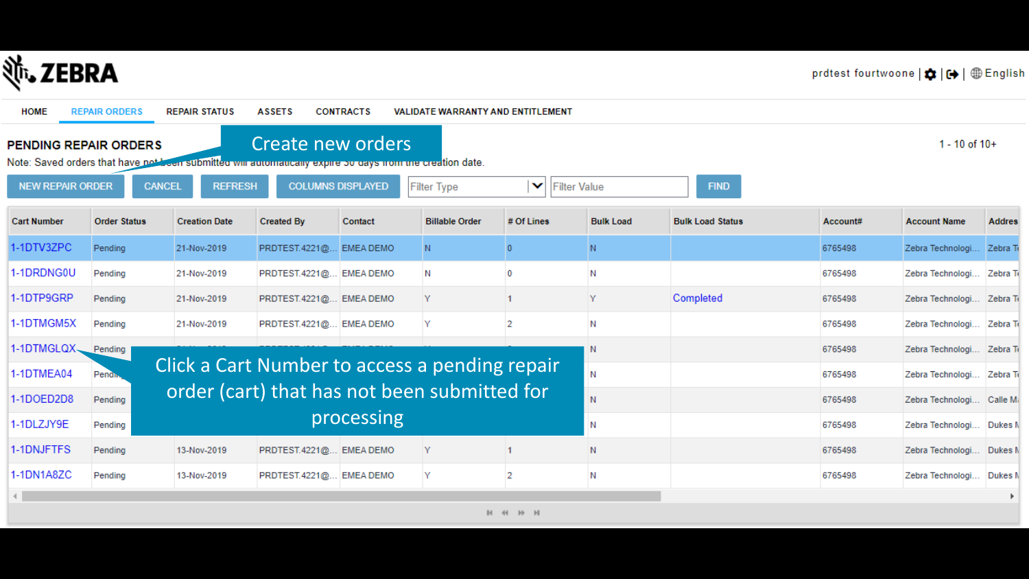ZEBRA

prdtest fourtwoone | English

HOME | REPAIR ORDERS | REPAIR STATUS | ASSETS | CONTRACTS | VALIDATE WARRANTY AND ENTITLEMENT

## PENDING REPAIR ORDERS

Create new orders

1 - 10 of 10+

Note: Saved orders that have not been submitted will automatically expire 30 days from the creation date.

NEW REPAIR ORDER | CANCEL | REFRESH | COLUMNS DISPLAYED | Filter Type | Filter Value | FIND

| Cart Number | Order Status | Creation Date | Created By | Contact | Billable Order | # Of Lines | Bulk Load | Bulk Load Status | Account# | Account Name | Addres |
|---|---|---|---|---|---|---|---|---|---|---|---|
| 1-1DTV3ZPC | Pending | 21-Nov-2019 | PRDTEST.4221@... | EMEA DEMO | N | 0 | N | | 6765498 | Zebra Technologi... | Zebra T |
| 1-1DRDNG0U | Pending | 21-Nov-2019 | PRDTEST.4221@... | EMEA DEMO | N | 0 | N | | 6765498 | Zebra Technologi... | Zebra T |
| 1-1DTP9GRP | Pending | 21-Nov-2019 | PRDTEST.4221@... | EMEA DEMO | Y | 1 | Y | Completed | 6765498 | Zebra Technologi... | Zebra T |
| 1-1DTMGM5X | Pending | 21-Nov-2019 | PRDTEST.4221@... | EMEA DEMO | Y | 2 | N | | 6765498 | Zebra Technologi... | Zebra T |
| 1-1DTMGLQX | Pending | | | | | | N | | 6765498 | Zebra Technologi... | Zebra T |
| 1-1DTMEA04 | Pending | | | | | | N | | 6765498 | Zebra Technologi... | Zebra T |
| 1-1DOED2D8 | Pending | | | | | | N | | 6765498 | Zebra Technologi... | Calle M |
| 1-1DLZJY9E | Pending | | | | | | N | | 6765498 | Zebra Technologi... | Dukes M |
| 1-1DNJFTFS | Pending | 13-Nov-2019 | PRDTEST.4221@... | EMEA DEMO | Y | 1 | N | | 6765498 | Zebra Technologi... | Dukes M |
| 1-1DN1A8ZC | Pending | 13-Nov-2019 | PRDTEST.4221@... | EMEA DEMO | Y | 2 | N | | 6765498 | Zebra Technologi... | Dukes M |

Click a Cart Number to access a pending repair order (cart) that has not been submitted for processing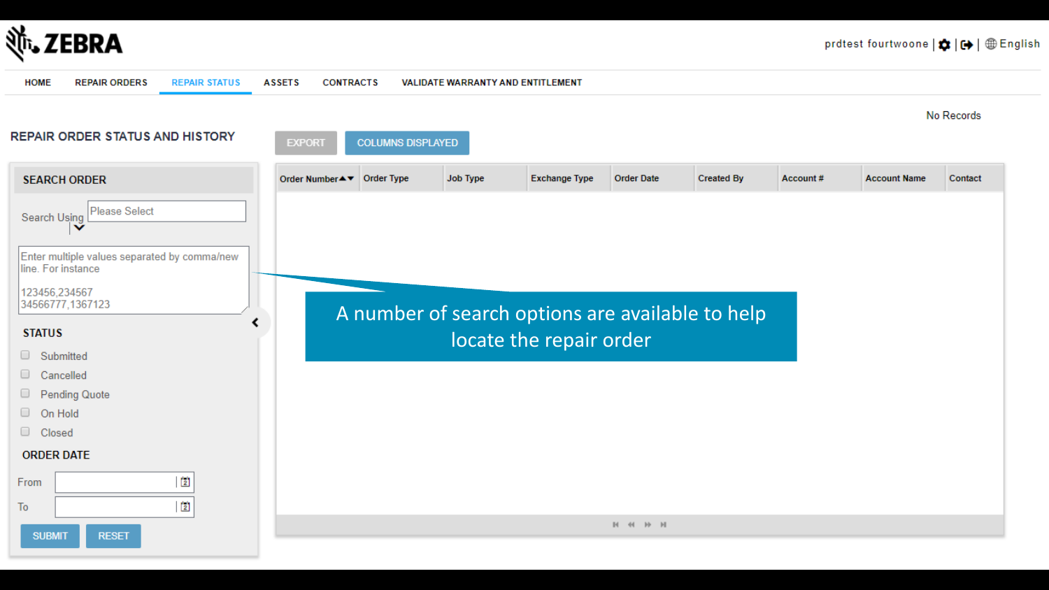ZEBRA

prdtest fourtwoone | English

HOME | REPAIR ORDERS | REPAIR STATUS | ASSETS | CONTRACTS | VALIDATE WARRANTY AND ENTITLEMENT

## REPAIR ORDER STATUS AND HISTORY

EXPORT | COLUMNS DISPLAYED

No Records

### SEARCH ORDER

Search Using: Please Select

Enter multiple values separated by comma/new line. For instance

123456,234567
34566777,1367123

**STATUS**

- Submitted
- Cancelled
- Pending Quote
- On Hold
- Closed

**ORDER DATE**

From

To

SUBMIT | RESET

| Order Number | Order Type | Job Type | Exchange Type | Order Date | Created By | Account # | Account Name | Contact |
|---|---|---|---|---|---|---|---|---|

A number of search options are available to help locate the repair order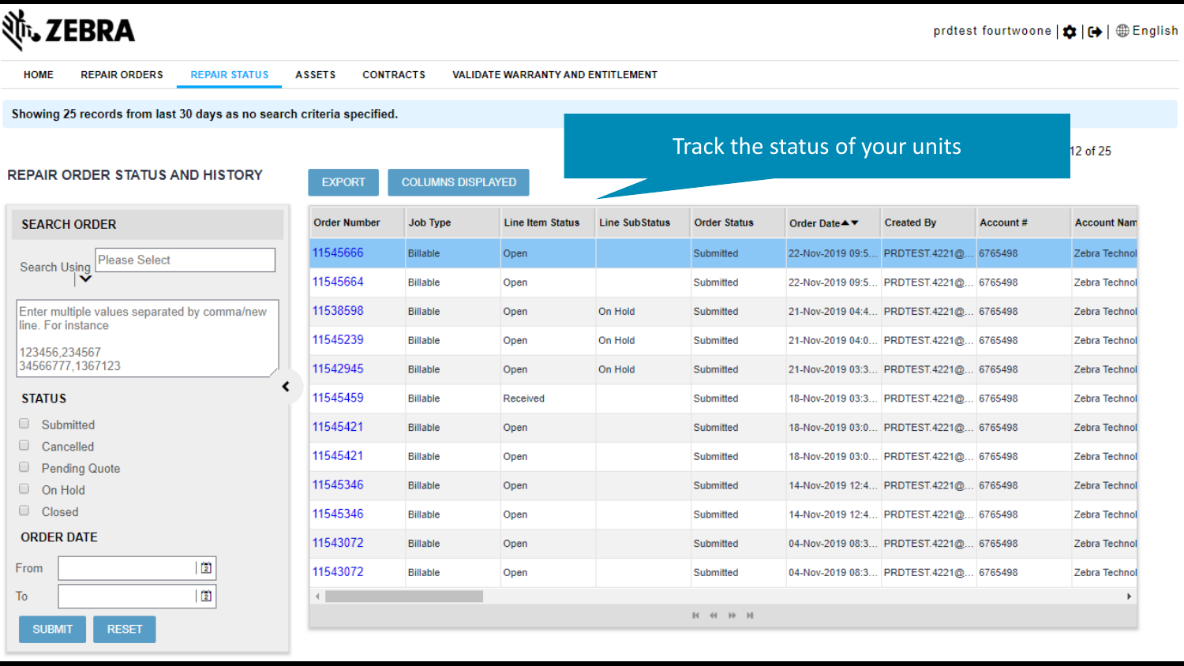ZEBRA

prdtest fourtwoone | English

HOME | REPAIR ORDERS | REPAIR STATUS | ASSETS | CONTRACTS | VALIDATE WARRANTY AND ENTITLEMENT

**Showing 25 records from last 30 days as no search criteria specified.**

# Track the status of your units

12 of 25

## REPAIR ORDER STATUS AND HISTORY

EXPORT | COLUMNS DISPLAYED

### SEARCH ORDER

Search Using: Please Select

Enter multiple values separated by comma/new line. For instance

123456,234567
34566777,1367123

### STATUS

- Submitted
- Cancelled
- Pending Quote
- On Hold
- Closed

### ORDER DATE

From

To

SUBMIT | RESET

| Order Number | Job Type | Line Item Status | Line SubStatus | Order Status | Order Date | Created By | Account # | Account Nam |
|---|---|---|---|---|---|---|---|---|
| 11545666 | Billable | Open | | Submitted | 22-Nov-2019 09:5... | PRDTEST.4221@... | 6765498 | Zebra Technol |
| 11545664 | Billable | Open | | Submitted | 22-Nov-2019 09:5... | PRDTEST.4221@... | 6765498 | Zebra Technol |
| 11538598 | Billable | Open | On Hold | Submitted | 21-Nov-2019 04:4... | PRDTEST.4221@... | 6765498 | Zebra Technol |
| 11545239 | Billable | Open | On Hold | Submitted | 21-Nov-2019 04:0... | PRDTEST.4221@... | 6765498 | Zebra Technol |
| 11542945 | Billable | Open | On Hold | Submitted | 21-Nov-2019 03:3... | PRDTEST.4221@... | 6765498 | Zebra Technol |
| 11545459 | Billable | Received | | Submitted | 18-Nov-2019 03:3... | PRDTEST.4221@... | 6765498 | Zebra Technol |
| 11545421 | Billable | Open | | Submitted | 18-Nov-2019 03:0... | PRDTEST.4221@... | 6765498 | Zebra Technol |
| 11545421 | Billable | Open | | Submitted | 18-Nov-2019 03:0... | PRDTEST.4221@... | 6765498 | Zebra Technol |
| 11545346 | Billable | Open | | Submitted | 14-Nov-2019 12:4... | PRDTEST.4221@... | 6765498 | Zebra Technol |
| 11545346 | Billable | Open | | Submitted | 14-Nov-2019 12:4... | PRDTEST.4221@... | 6765498 | Zebra Technol |
| 11543072 | Billable | Open | | Submitted | 04-Nov-2019 08:3... | PRDTEST.4221@... | 6765498 | Zebra Technol |
| 11543072 | Billable | Open | | Submitted | 04-Nov-2019 08:3... | PRDTEST.4221@... | 6765498 | Zebra Technol |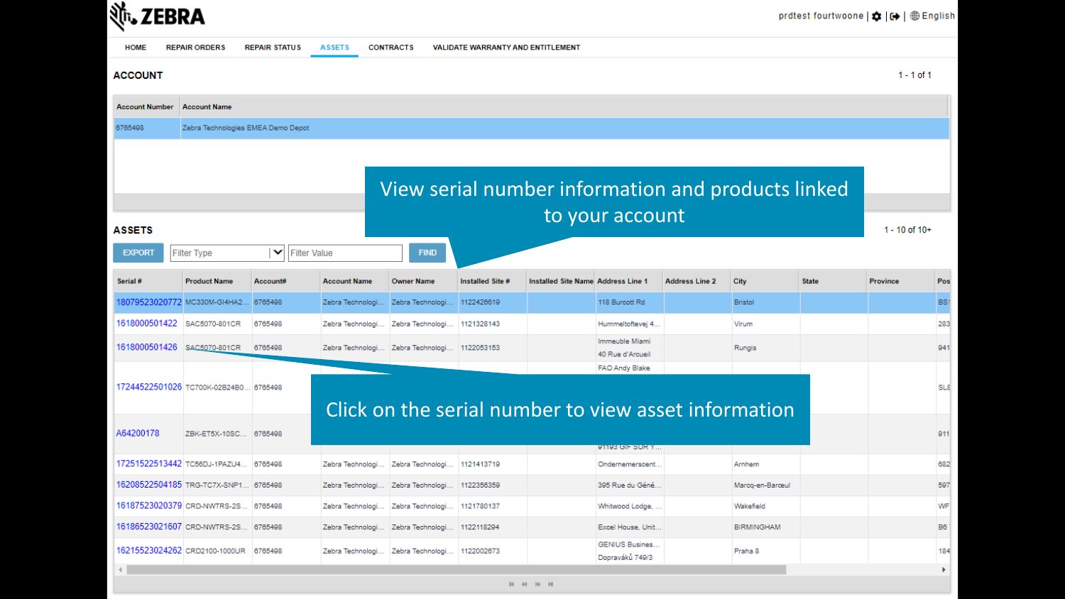ZEBRA

prdtest fourtwoone | English

HOME | REPAIR ORDERS | REPAIR STATUS | ASSETS | CONTRACTS | VALIDATE WARRANTY AND ENTITLEMENT

## ACCOUNT

1 - 1 of 1

| Account Number | Account Name |
|---|---|
| 6765498 | Zebra Technologies EMEA Demo Depot |

**View serial number information and products linked to your account**

## ASSETS

1 - 10 of 10+

EXPORT | Filter Type | Filter Value | FIND

| Serial # | Product Name | Account# | Account Name | Owner Name | Installed Site # | Installed Site Name | Address Line 1 | Address Line 2 | City | State | Province | Pos |
|---|---|---|---|---|---|---|---|---|---|---|---|---|
| 18079523020772 | MC330M-GI4HA2... | 6765498 | Zebra Technologi... | Zebra Technologi... | 1122426619 | | 118 Burcott Rd | | Bristol | | | BS |
| 1618000501422 | SAC5070-801CR | 6765498 | Zebra Technologi... | Zebra Technologi... | 1121328143 | | Hummeltoftevej 4... | | Virum | | | 283 |
| 1618000501426 | SAC5070-801CR | 6765498 | Zebra Technologi... | Zebra Technologi... | 1122053153 | | Immeuble Miami 40 Rue d'Arcueil | | Rungis | | | 941 |
| 17244522501026 | TC700K-02B24B0... | 6765498 | | | | | FAO Andy Blake | | | | | SL |
| A64200178 | ZBK-ET5X-10SC... | 6765498 | | | | | 91193 GIF SUR Y... | | | | | 911 |
| 17251522513442 | TC56DJ-1PAZU4... | 6765498 | Zebra Technologi... | Zebra Technologi... | 1121413719 | | Ondernemerscent... | | Arnhem | | | 682 |
| 16208522504185 | TRG-TC7X-SNP1... | 6765498 | Zebra Technologi... | Zebra Technologi... | 1122356359 | | 395 Rue du Géné... | | Marcq-en-Barœul | | | 597 |
| 16187523020379 | CRD-NWTRS-2S... | 6765498 | Zebra Technologi... | Zebra Technologi... | 1121780137 | | Whitwood Lodge, ... | | Wakefield | | | WF |
| 16186523021607 | CRD-NWTRS-2S... | 6765498 | Zebra Technologi... | Zebra Technologi... | 1122118294 | | Excel House, Unit... | | BIRMINGHAM | | | B6 |
| 16215523024262 | CRD2100-1000UR | 6765498 | Zebra Technologi... | Zebra Technologi... | 1122002673 | | GENIUS Busines... Dopraváků 749/3 | | Praha 8 | | | 184 |

**Click on the serial number to view asset information**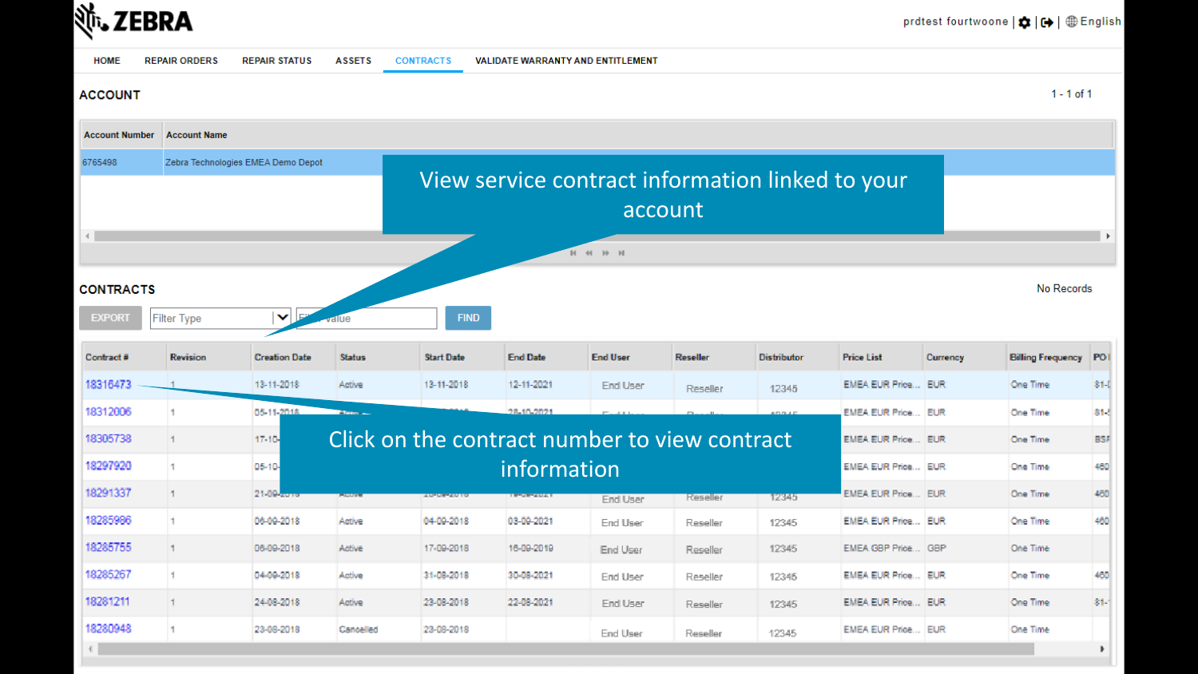ZEBRA

prdtest fourtwoone | English

HOME | REPAIR ORDERS | REPAIR STATUS | ASSETS | CONTRACTS | VALIDATE WARRANTY AND ENTITLEMENT

## ACCOUNT

1 - 1 of 1

| Account Number | Account Name |
|---|---|
| 6765498 | Zebra Technologies EMEA Demo Depot |

View service contract information linked to your account

## CONTRACTS

No Records

EXPORT | Filter Type | Filter Value | FIND

| Contract # | Revision | Creation Date | Status | Start Date | End Date | End User | Reseller | Distributor | Price List | Currency | Billing Frequency | PO |
|---|---|---|---|---|---|---|---|---|---|---|---|---|
| 18316473 | 1 | 13-11-2018 | Active | 13-11-2018 | 12-11-2021 | End User | Reseller | 12345 | EMEA EUR Price... | EUR | One Time | 81- |
| 18312006 | 1 | 05-11-2018 | | | 28-10-2021 | | | | EMEA EUR Price... | EUR | One Time | 81- |
| 18305738 | 1 | 17-10- | | | | | | | EMEA EUR Price... | EUR | One Time | BSF |
| 18297920 | 1 | 05-10- | | | | | | | EMEA EUR Price... | EUR | One Time | 460 |
| 18291337 | 1 | 21-09-2018 | Active | | | End User | Reseller | 12345 | EMEA EUR Price... | EUR | One Time | 460 |
| 18285986 | 1 | 06-09-2018 | Active | 04-09-2018 | 03-09-2021 | End User | Reseller | 12345 | EMEA EUR Price... | EUR | One Time | 460 |
| 18285755 | 1 | 06-09-2018 | Active | 17-09-2018 | 16-09-2019 | End User | Reseller | 12345 | EMEA GBP Price... | GBP | One Time | |
| 18285267 | 1 | 04-09-2018 | Active | 31-08-2018 | 30-08-2021 | End User | Reseller | 12345 | EMEA EUR Price... | EUR | One Time | 460 |
| 18281211 | 1 | 24-08-2018 | Active | 23-08-2018 | 22-08-2021 | End User | Reseller | 12345 | EMEA EUR Price... | EUR | One Time | 81- |
| 18280948 | 1 | 23-08-2018 | Cancelled | 23-08-2018 | | End User | Reseller | 12345 | EMEA EUR Price... | EUR | One Time | |

Click on the contract number to view contract information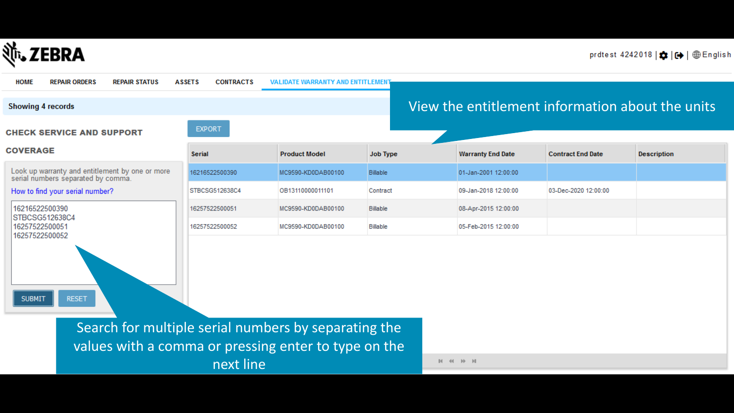ZEBRA

prdtest 4242018 | English

HOME | REPAIR ORDERS | REPAIR STATUS | ASSETS | CONTRACTS | VALIDATE WARRANTY AND ENTITLEMENT

View the entitlement information about the units

Showing 4 records

## CHECK SERVICE AND SUPPORT COVERAGE

Look up warranty and entitlement by one or more serial numbers separated by comma.

How to find your serial number?

16216522500390
STBCSG512638C4
16257522500051
16257522500052

SUBMIT RESET

EXPORT

| Serial | Product Model | Job Type | Warranty End Date | Contract End Date | Description |
|---|---|---|---|---|---|
| 16216522500390 | MC9590-KD0DAB00100 | Billable | 01-Jan-2001 12:00:00 | | |
| STBCSG512638C4 | 0B13110000011101 | Contract | 09-Jan-2018 12:00:00 | 03-Dec-2020 12:00:00 | |
| 16257522500051 | MC9590-KD0DAB00100 | Billable | 08-Apr-2015 12:00:00 | | |
| 16257522500052 | MC9590-KD0DAB00100 | Billable | 05-Feb-2015 12:00:00 | | |

Search for multiple serial numbers by separating the values with a comma or pressing enter to type on the next line